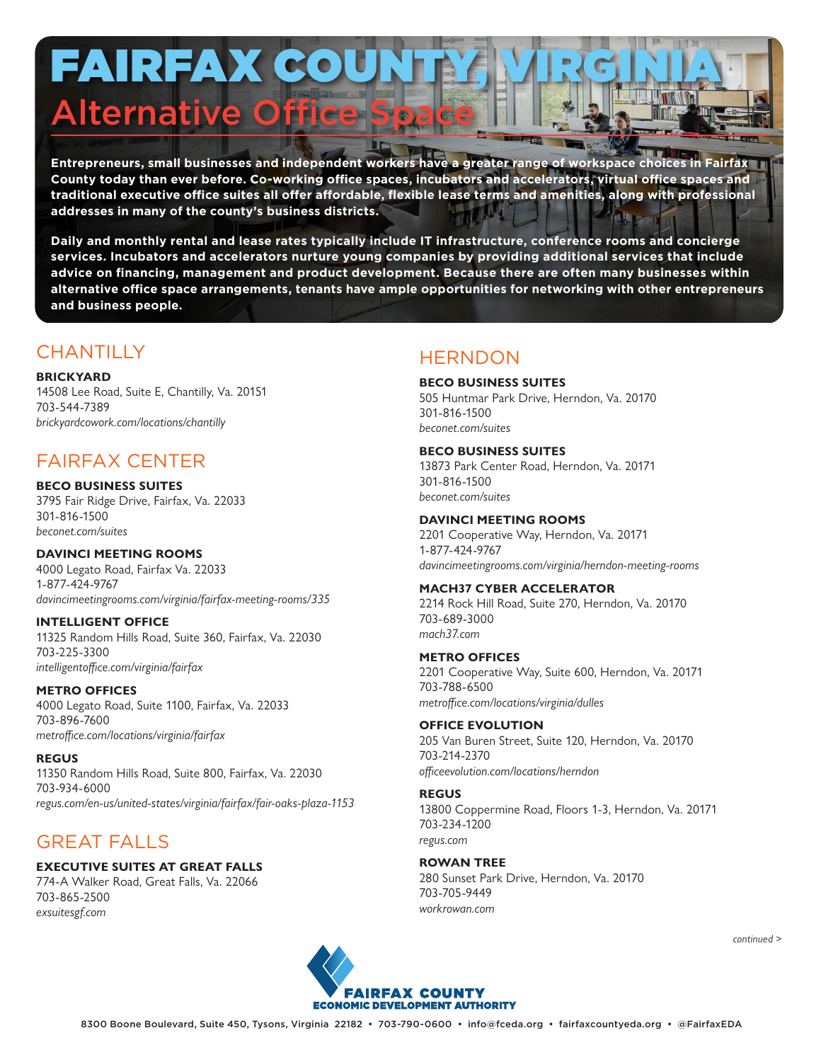# FAIRFAX COUNTY, VIRGINIA

## Alternative Office Space

**Entrepreneurs, small businesses and independent workers have a greater range of workspace choices in Fairfax County today than ever before. Co-working office spaces, incubators and accelerators, virtual office spaces and traditional executive office suites all offer affordable, flexible lease terms and amenities, along with professional addresses in many of the county's business districts.**

**Daily and monthly rental and lease rates typically include IT infrastructure, conference rooms and concierge services. Incubators and accelerators nurture young companies by providing additional services that include advice on financing, management and product development. Because there are often many businesses within alternative office space arrangements, tenants have ample opportunities for networking with other entrepreneurs and business people.**

## CHANTILLY

**BRICKYARD**
14508 Lee Road, Suite E, Chantilly, Va. 20151
703-544-7389
*brickyardcowork.com/locations/chantilly*

## FAIRFAX CENTER

**BECO BUSINESS SUITES**
3795 Fair Ridge Drive, Fairfax, Va. 22033
301-816-1500
*beconet.com/suites*

**DAVINCI MEETING ROOMS**
4000 Legato Road, Fairfax Va. 22033
1-877-424-9767
*davincimeetingrooms.com/virginia/fairfax-meeting-rooms/335*

**INTELLIGENT OFFICE**
11325 Random Hills Road, Suite 360, Fairfax, Va. 22030
703-225-3300
*intelligentoffice.com/virginia/fairfax*

**METRO OFFICES**
4000 Legato Road, Suite 1100, Fairfax, Va. 22033
703-896-7600
*metroffice.com/locations/virginia/fairfax*

**REGUS**
11350 Random Hills Road, Suite 800, Fairfax, Va. 22030
703-934-6000
*regus.com/en-us/united-states/virginia/fairfax/fair-oaks-plaza-1153*

## GREAT FALLS

**EXECUTIVE SUITES AT GREAT FALLS**
774-A Walker Road, Great Falls, Va. 22066
703-865-2500
*exsuitesgf.com*

## HERNDON

**BECO BUSINESS SUITES**
505 Huntmar Park Drive, Herndon, Va. 20170
301-816-1500
*beconet.com/suites*

**BECO BUSINESS SUITES**
13873 Park Center Road, Herndon, Va. 20171
301-816-1500
*beconet.com/suites*

**DAVINCI MEETING ROOMS**
2201 Cooperative Way, Herndon, Va. 20171
1-877-424-9767
*davincimeetingrooms.com/virginia/herndon-meeting-rooms*

**MACH37 CYBER ACCELERATOR**
2214 Rock Hill Road, Suite 270, Herndon, Va. 20170
703-689-3000
*mach37.com*

**METRO OFFICES**
2201 Cooperative Way, Suite 600, Herndon, Va. 20171
703-788-6500
*metroffice.com/locations/virginia/dulles*

**OFFICE EVOLUTION**
205 Van Buren Street, Suite 120, Herndon, Va. 20170
703-214-2370
*officeevolution.com/locations/herndon*

**REGUS**
13800 Coppermine Road, Floors 1-3, Herndon, Va. 20171
703-234-1200
*regus.com*

**ROWAN TREE**
280 Sunset Park Drive, Herndon, Va. 20170
703-705-9449
*workrowan.com*

*continued >*

**FAIRFAX COUNTY ECONOMIC DEVELOPMENT AUTHORITY**

8300 Boone Boulevard, Suite 450, Tysons, Virginia 22182 • 703-790-0600 • info@fceda.org • fairfaxcountyeda.org • @FairfaxEDA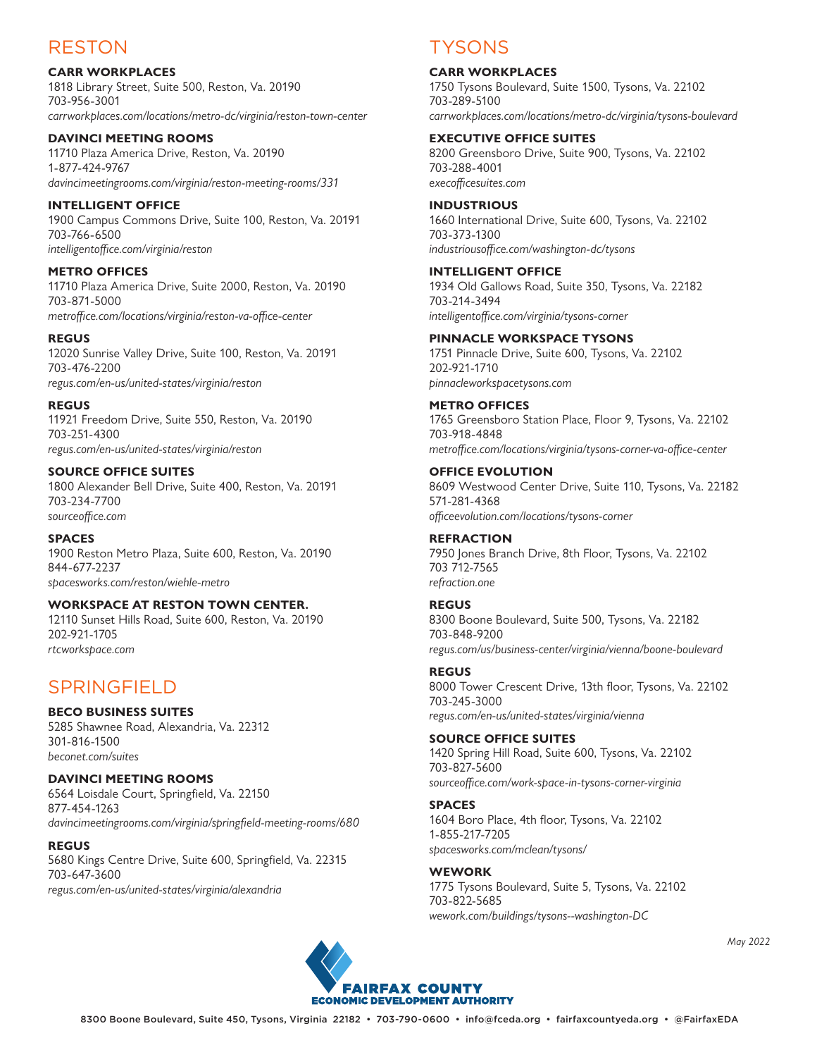## RESTON

**CARR WORKPLACES**
1818 Library Street, Suite 500, Reston, Va. 20190
703-956-3001
*carrworkplaces.com/locations/metro-dc/virginia/reston-town-center*

**DAVINCI MEETING ROOMS**
11710 Plaza America Drive, Reston, Va. 20190
1-877-424-9767
*davincimeetingrooms.com/virginia/reston-meeting-rooms/331*

**INTELLIGENT OFFICE**
1900 Campus Commons Drive, Suite 100, Reston, Va. 20191
703-766-6500
*intelligentoffice.com/virginia/reston*

**METRO OFFICES**
11710 Plaza America Drive, Suite 2000, Reston, Va. 20190
703-871-5000
*metroffice.com/locations/virginia/reston-va-office-center*

**REGUS**
12020 Sunrise Valley Drive, Suite 100, Reston, Va. 20191
703-476-2200
*regus.com/en-us/united-states/virginia/reston*

**REGUS**
11921 Freedom Drive, Suite 550, Reston, Va. 20190
703-251-4300
*regus.com/en-us/united-states/virginia/reston*

**SOURCE OFFICE SUITES**
1800 Alexander Bell Drive, Suite 400, Reston, Va. 20191
703-234-7700
*sourceoffice.com*

**SPACES**
1900 Reston Metro Plaza, Suite 600, Reston, Va. 20190
844-677-2237
*spacesworks.com/reston/wiehle-metro*

**WORKSPACE AT RESTON TOWN CENTER.**
12110 Sunset Hills Road, Suite 600, Reston, Va. 20190
202-921-1705
*rtcworkspace.com*

## SPRINGFIELD

**BECO BUSINESS SUITES**
5285 Shawnee Road, Alexandria, Va. 22312
301-816-1500
*beconet.com/suites*

**DAVINCI MEETING ROOMS**
6564 Loisdale Court, Springfield, Va. 22150
877-454-1263
*davincimeetingrooms.com/virginia/springfield-meeting-rooms/680*

**REGUS**
5680 Kings Centre Drive, Suite 600, Springfield, Va. 22315
703-647-3600
*regus.com/en-us/united-states/virginia/alexandria*

## TYSONS

**CARR WORKPLACES**
1750 Tysons Boulevard, Suite 1500, Tysons, Va. 22102
703-289-5100
*carrworkplaces.com/locations/metro-dc/virginia/tysons-boulevard*

**EXECUTIVE OFFICE SUITES**
8200 Greensboro Drive, Suite 900, Tysons, Va. 22102
703-288-4001
*execofficesuites.com*

**INDUSTRIOUS**
1660 International Drive, Suite 600, Tysons, Va. 22102
703-373-1300
*industriousoffice.com/washington-dc/tysons*

**INTELLIGENT OFFICE**
1934 Old Gallows Road, Suite 350, Tysons, Va. 22182
703-214-3494
*intelligentoffice.com/virginia/tysons-corner*

**PINNACLE WORKSPACE TYSONS**
1751 Pinnacle Drive, Suite 600, Tysons, Va. 22102
202-921-1710
*pinnacleworkspacetysons.com*

**METRO OFFICES**
1765 Greensboro Station Place, Floor 9, Tysons, Va. 22102
703-918-4848
*metroffice.com/locations/virginia/tysons-corner-va-office-center*

**OFFICE EVOLUTION**
8609 Westwood Center Drive, Suite 110, Tysons, Va. 22182
571-281-4368
*officeevolution.com/locations/tysons-corner*

**REFRACTION**
7950 Jones Branch Drive, 8th Floor, Tysons, Va. 22102
703 712-7565
*refraction.one*

**REGUS**
8300 Boone Boulevard, Suite 500, Tysons, Va. 22182
703-848-9200
*regus.com/us/business-center/virginia/vienna/boone-boulevard*

**REGUS**
8000 Tower Crescent Drive, 13th floor, Tysons, Va. 22102
703-245-3000
*regus.com/en-us/united-states/virginia/vienna*

**SOURCE OFFICE SUITES**
1420 Spring Hill Road, Suite 600, Tysons, Va. 22102
703-827-5600
*sourceoffice.com/work-space-in-tysons-corner-virginia*

**SPACES**
1604 Boro Place, 4th floor, Tysons, Va. 22102
1-855-217-7205
*spacesworks.com/mclean/tysons/*

**WEWORK**
1775 Tysons Boulevard, Suite 5, Tysons, Va. 22102
703-822-5685
*wework.com/buildings/tysons--washington-DC*

*May 2022*

**FAIRFAX COUNTY ECONOMIC DEVELOPMENT AUTHORITY**

8300 Boone Boulevard, Suite 450, Tysons, Virginia 22182 • 703-790-0600 • info@fceda.org • fairfaxcountyeda.org • @FairfaxEDA